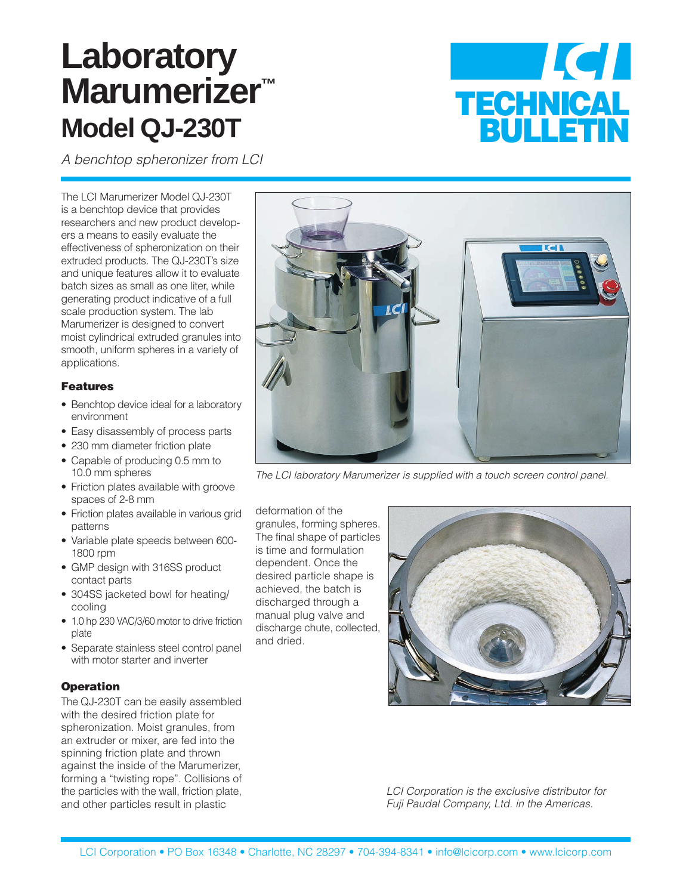# Laboratory Marumerizer™
## Model QJ-230T

TECHNICAL BULLETIN

*A benchtop spheronizer from LCI*

The LCI Marumerizer Model QJ-230T is a benchtop device that provides researchers and new product developers a means to easily evaluate the effectiveness of spheronization on their extruded products. The QJ-230T's size and unique features allow it to evaluate batch sizes as small as one liter, while generating product indicative of a full scale production system. The lab Marumerizer is designed to convert moist cylindrical extruded granules into smooth, uniform spheres in a variety of applications.

### Features

- Benchtop device ideal for a laboratory environment
- Easy disassembly of process parts
- 230 mm diameter friction plate
- Capable of producing 0.5 mm to 10.0 mm spheres
- Friction plates available with groove spaces of 2-8 mm
- Friction plates available in various grid patterns
- Variable plate speeds between 600-1800 rpm
- GMP design with 316SS product contact parts
- 304SS jacketed bowl for heating/cooling
- 1.0 hp 230 VAC/3/60 motor to drive friction plate
- Separate stainless steel control panel with motor starter and inverter

### Operation

The QJ-230T can be easily assembled with the desired friction plate for spheronization. Moist granules, from an extruder or mixer, are fed into the spinning friction plate and thrown against the inside of the Marumerizer, forming a "twisting rope". Collisions of the particles with the wall, friction plate, and other particles result in plastic deformation of the granules, forming spheres. The final shape of particles is time and formulation dependent. Once the desired particle shape is achieved, the batch is discharged through a manual plug valve and discharge chute, collected, and dried.

*The LCI laboratory Marumerizer is supplied with a touch screen control panel.*

*LCI Corporation is the exclusive distributor for Fuji Paudal Company, Ltd. in the Americas.*

LCI Corporation • PO Box 16348 • Charlotte, NC 28297 • 704-394-8341 • info@lcicorp.com • www.lcicorp.com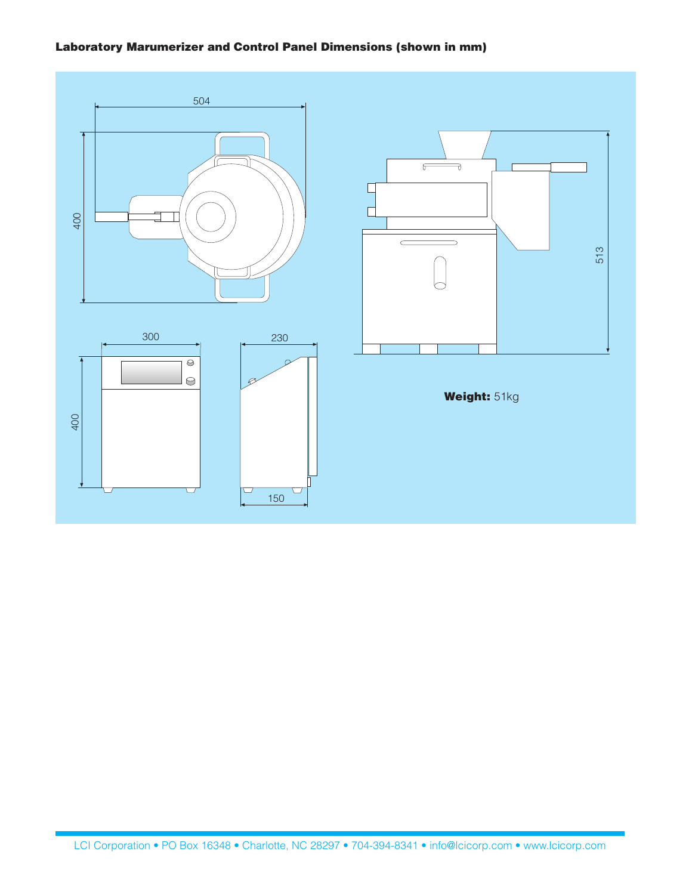**Laboratory Marumerizer and Control Panel Dimensions (shown in mm)**

504

400

513

300

400

230

150

**Weight:** 51kg